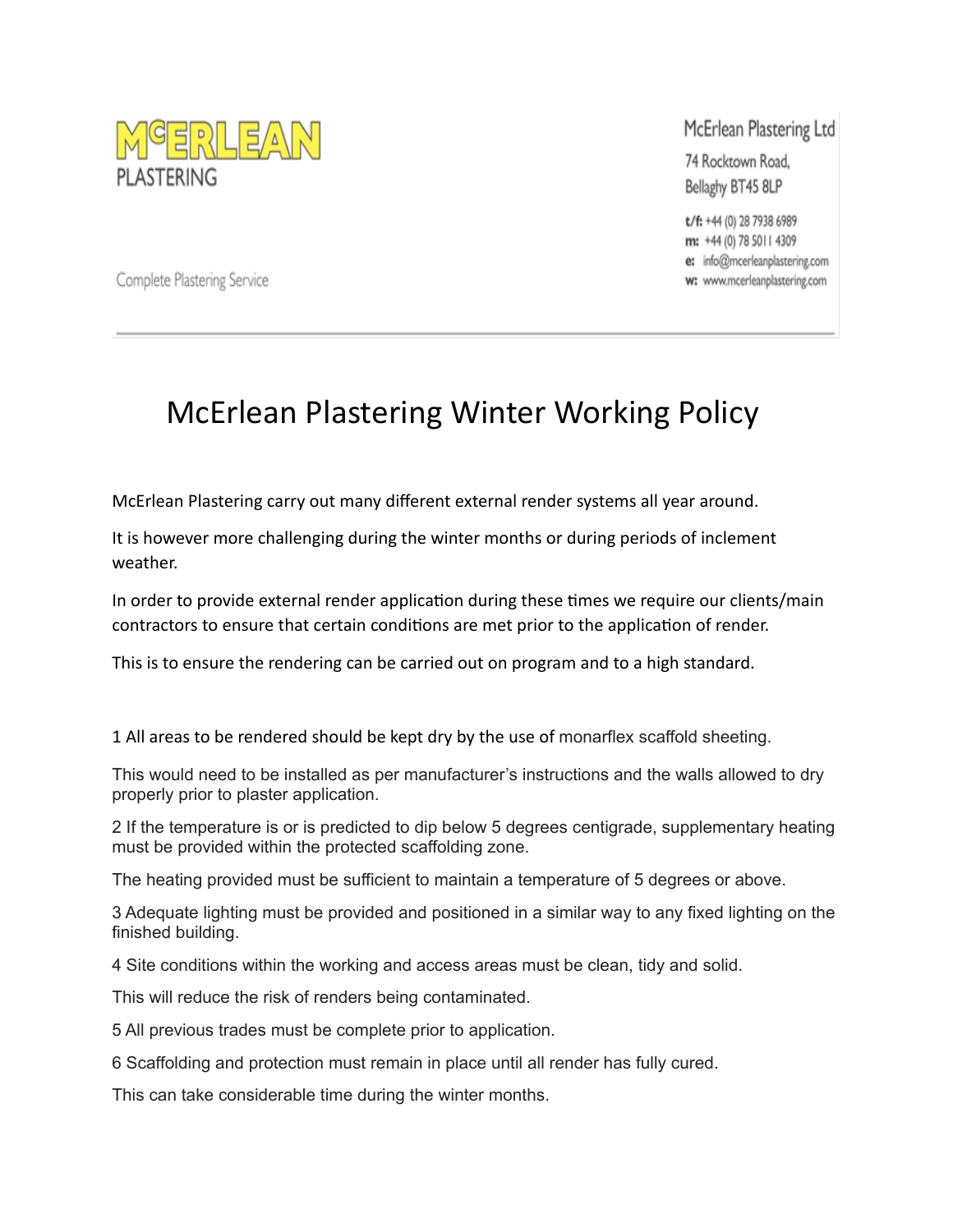McERLEAN
PLASTERING

Complete Plastering Service

McErlean Plastering Ltd
74 Rocktown Road,
Bellaghy BT45 8LP

t/f: +44 (0) 28 7938 6989
m: +44 (0) 78 5011 4309
e: info@mcerleanplastering.com
w: www.mcerleanplastering.com

# McErlean Plastering Winter Working Policy

McErlean Plastering carry out many different external render systems all year around.

It is however more challenging during the winter months or during periods of inclement weather.

In order to provide external render application during these times we require our clients/main contractors to ensure that certain conditions are met prior to the application of render.

This is to ensure the rendering can be carried out on program and to a high standard.

1 All areas to be rendered should be kept dry by the use of monarflex scaffold sheeting.

This would need to be installed as per manufacturer's instructions and the walls allowed to dry properly prior to plaster application.

2 If the temperature is or is predicted to dip below 5 degrees centigrade, supplementary heating must be provided within the protected scaffolding zone.

The heating provided must be sufficient to maintain a temperature of 5 degrees or above.

3 Adequate lighting must be provided and positioned in a similar way to any fixed lighting on the finished building.

4 Site conditions within the working and access areas must be clean, tidy and solid.

This will reduce the risk of renders being contaminated.

5 All previous trades must be complete prior to application.

6 Scaffolding and protection must remain in place until all render has fully cured.

This can take considerable time during the winter months.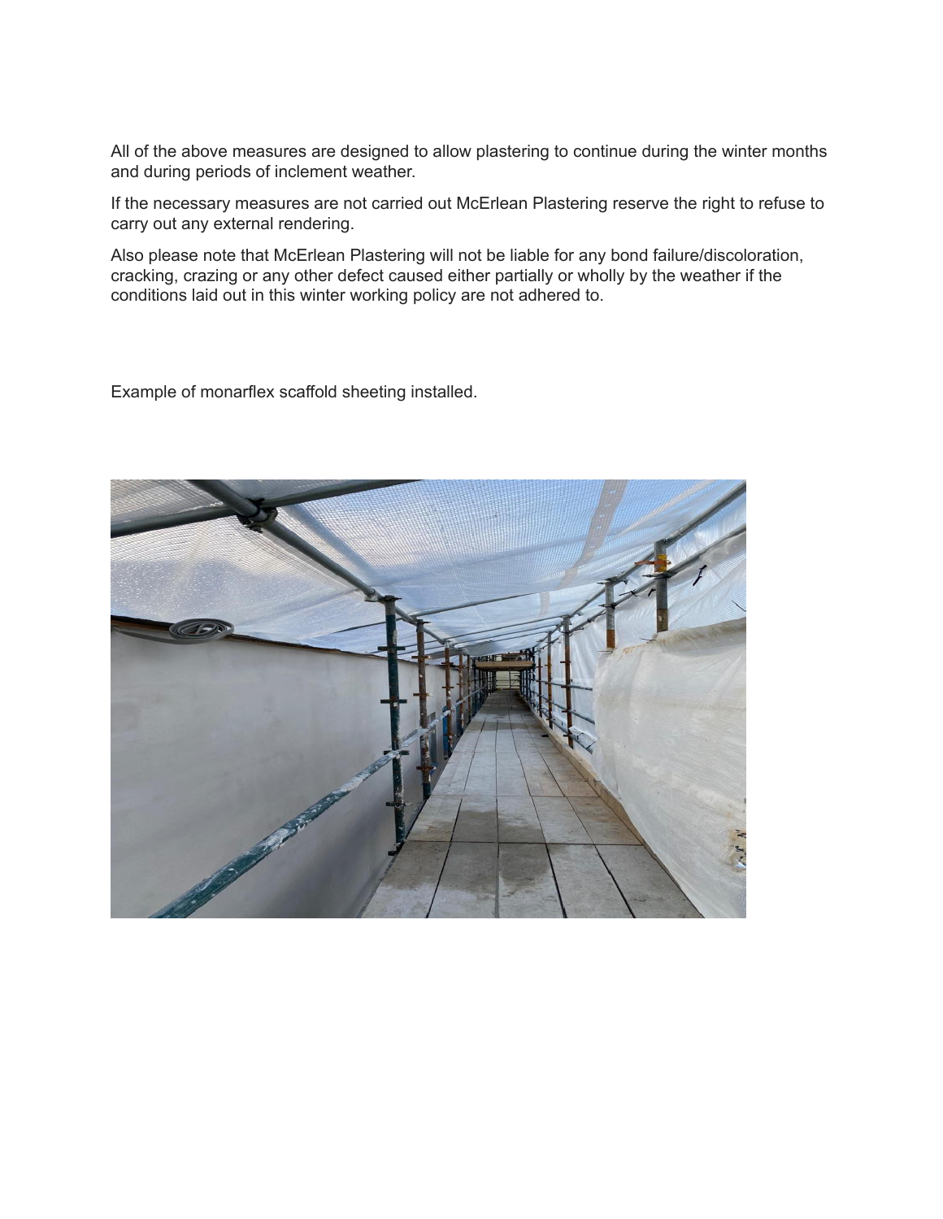All of the above measures are designed to allow plastering to continue during the winter months and during periods of inclement weather.

If the necessary measures are not carried out McErlean Plastering reserve the right to refuse to carry out any external rendering.

Also please note that McErlean Plastering will not be liable for any bond failure/discoloration, cracking, crazing or any other defect caused either partially or wholly by the weather if the conditions laid out in this winter working policy are not adhered to.

Example of monarflex scaffold sheeting installed.